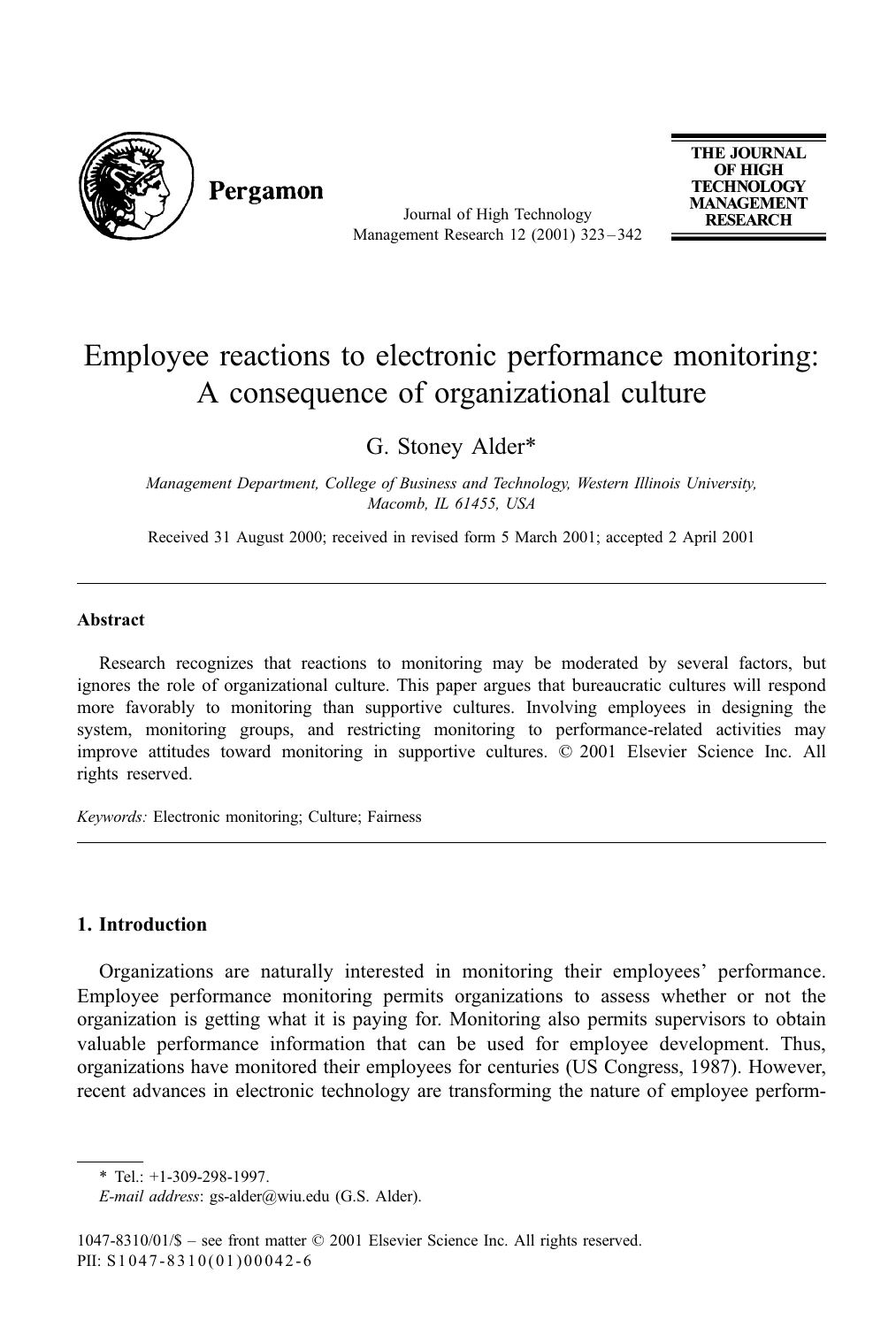# Employee reactions to electronic performance monitoring: A consequence of organizational culture

G. Stoney Alder*

*Management Department, College of Business and Technology, Western Illinois University, Macomb, IL 61455, USA*

Received 31 August 2000; received in revised form 5 March 2001; accepted 2 April 2001

---

## Abstract

Research recognizes that reactions to monitoring may be moderated by several factors, but ignores the role of organizational culture. This paper argues that bureaucratic cultures will respond more favorably to monitoring than supportive cultures. Involving employees in designing the system, monitoring groups, and restricting monitoring to performance-related activities may improve attitudes toward monitoring in supportive cultures. © 2001 Elsevier Science Inc. All rights reserved.

*Keywords:* Electronic monitoring; Culture; Fairness

---

## 1. Introduction

Organizations are naturally interested in monitoring their employees' performance. Employee performance monitoring permits organizations to assess whether or not the organization is getting what it is paying for. Monitoring also permits supervisors to obtain valuable performance information that can be used for employee development. Thus, organizations have monitored their employees for centuries (US Congress, 1987). However, recent advances in electronic technology are transforming the nature of employee perform-

---

\* Tel.: +1-309-298-1997.

*E-mail address*: gs-alder@wiu.edu (G.S. Alder).

1047-8310/01/$ – see front matter © 2001 Elsevier Science Inc. All rights reserved.
PII: S1047-8310(01)00042-6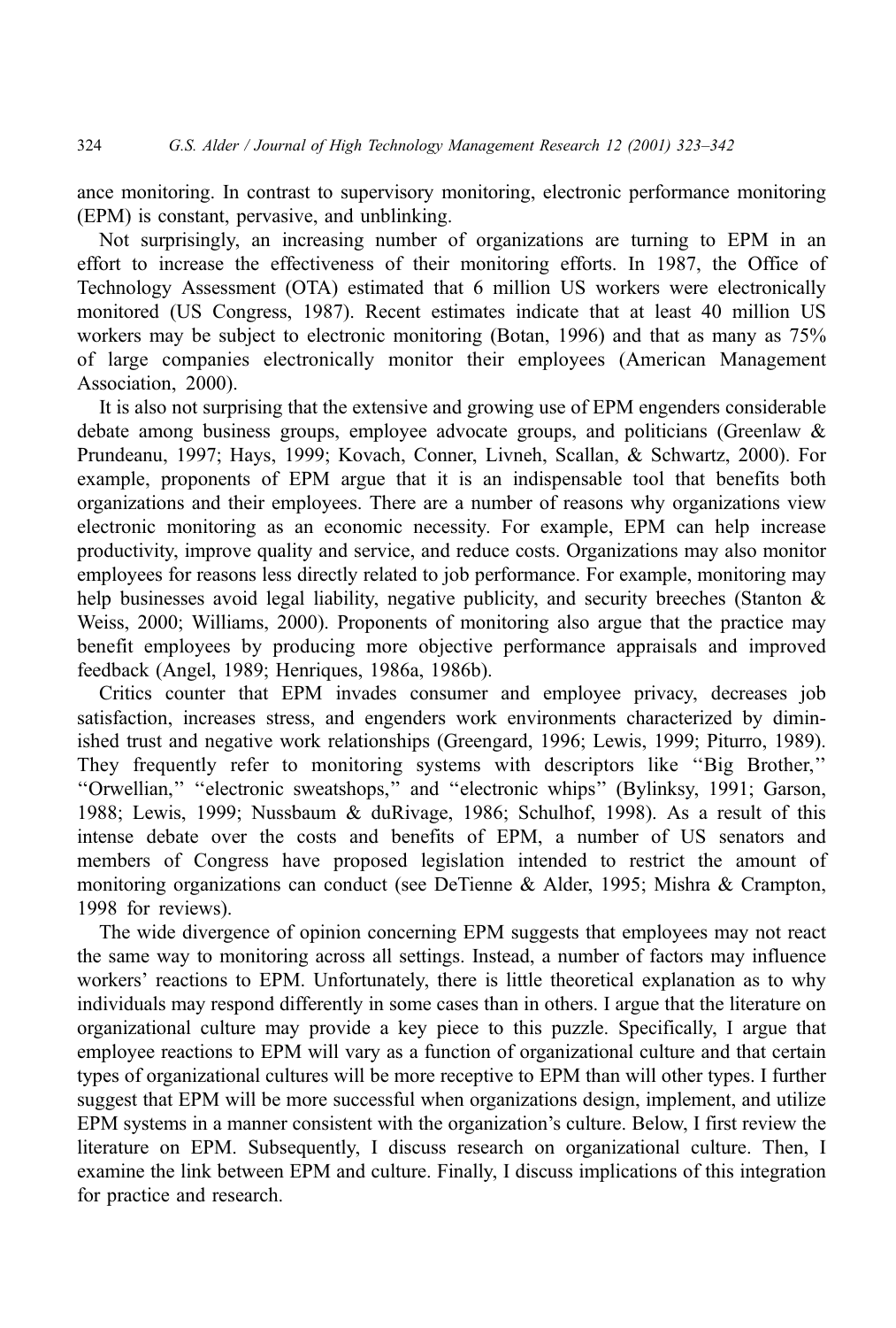ance monitoring. In contrast to supervisory monitoring, electronic performance monitoring (EPM) is constant, pervasive, and unblinking.

Not surprisingly, an increasing number of organizations are turning to EPM in an effort to increase the effectiveness of their monitoring efforts. In 1987, the Office of Technology Assessment (OTA) estimated that 6 million US workers were electronically monitored (US Congress, 1987). Recent estimates indicate that at least 40 million US workers may be subject to electronic monitoring (Botan, 1996) and that as many as 75% of large companies electronically monitor their employees (American Management Association, 2000).

It is also not surprising that the extensive and growing use of EPM engenders considerable debate among business groups, employee advocate groups, and politicians (Greenlaw & Prundeanu, 1997; Hays, 1999; Kovach, Conner, Livneh, Scallan, & Schwartz, 2000). For example, proponents of EPM argue that it is an indispensable tool that benefits both organizations and their employees. There are a number of reasons why organizations view electronic monitoring as an economic necessity. For example, EPM can help increase productivity, improve quality and service, and reduce costs. Organizations may also monitor employees for reasons less directly related to job performance. For example, monitoring may help businesses avoid legal liability, negative publicity, and security breeches (Stanton & Weiss, 2000; Williams, 2000). Proponents of monitoring also argue that the practice may benefit employees by producing more objective performance appraisals and improved feedback (Angel, 1989; Henriques, 1986a, 1986b).

Critics counter that EPM invades consumer and employee privacy, decreases job satisfaction, increases stress, and engenders work environments characterized by diminished trust and negative work relationships (Greengard, 1996; Lewis, 1999; Piturro, 1989). They frequently refer to monitoring systems with descriptors like "Big Brother," "Orwellian," "electronic sweatshops," and "electronic whips" (Bylinksy, 1991; Garson, 1988; Lewis, 1999; Nussbaum & duRivage, 1986; Schulhof, 1998). As a result of this intense debate over the costs and benefits of EPM, a number of US senators and members of Congress have proposed legislation intended to restrict the amount of monitoring organizations can conduct (see DeTienne & Alder, 1995; Mishra & Crampton, 1998 for reviews).

The wide divergence of opinion concerning EPM suggests that employees may not react the same way to monitoring across all settings. Instead, a number of factors may influence workers' reactions to EPM. Unfortunately, there is little theoretical explanation as to why individuals may respond differently in some cases than in others. I argue that the literature on organizational culture may provide a key piece to this puzzle. Specifically, I argue that employee reactions to EPM will vary as a function of organizational culture and that certain types of organizational cultures will be more receptive to EPM than will other types. I further suggest that EPM will be more successful when organizations design, implement, and utilize EPM systems in a manner consistent with the organization's culture. Below, I first review the literature on EPM. Subsequently, I discuss research on organizational culture. Then, I examine the link between EPM and culture. Finally, I discuss implications of this integration for practice and research.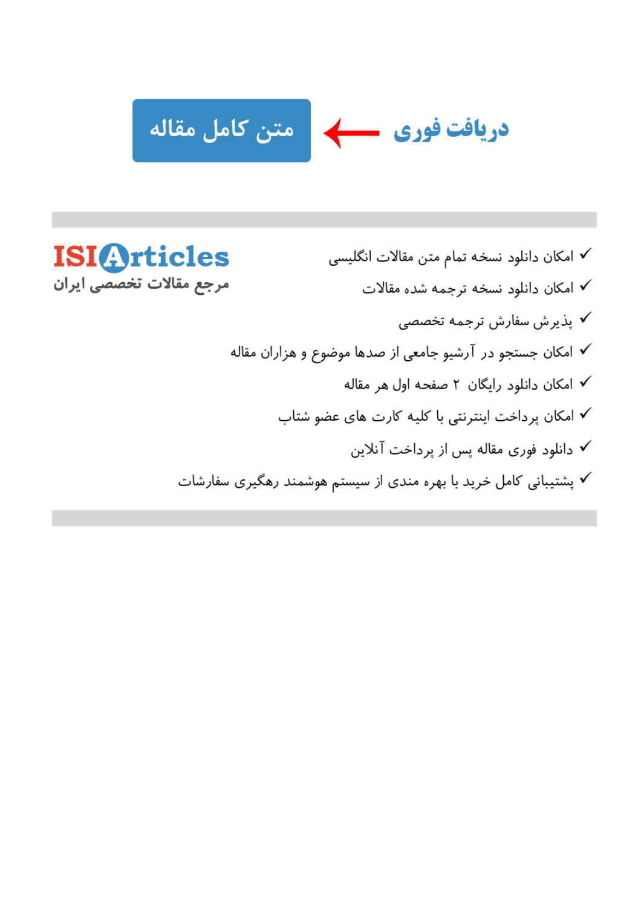دریافت فوری ← متن کامل مقاله

**ISIArticles**
مرجع مقالات تخصصی ایران

- ✓ امکان دانلود نسخه تمام متن مقالات انگلیسی
- ✓ امکان دانلود نسخه ترجمه شده مقالات
- ✓ پذیرش سفارش ترجمه تخصصی
- ✓ امکان جستجو در آرشیو جامعی از صدها موضوع و هزاران مقاله
- ✓ امکان دانلود رایگان ۲ صفحه اول هر مقاله
- ✓ امکان پرداخت اینترنتی با کلیه کارت های عضو شتاب
- ✓ دانلود فوری مقاله پس از پرداخت آنلاین
- ✓ پشتیبانی کامل خرید با بهره مندی از سیستم هوشمند رهگیری سفارشات